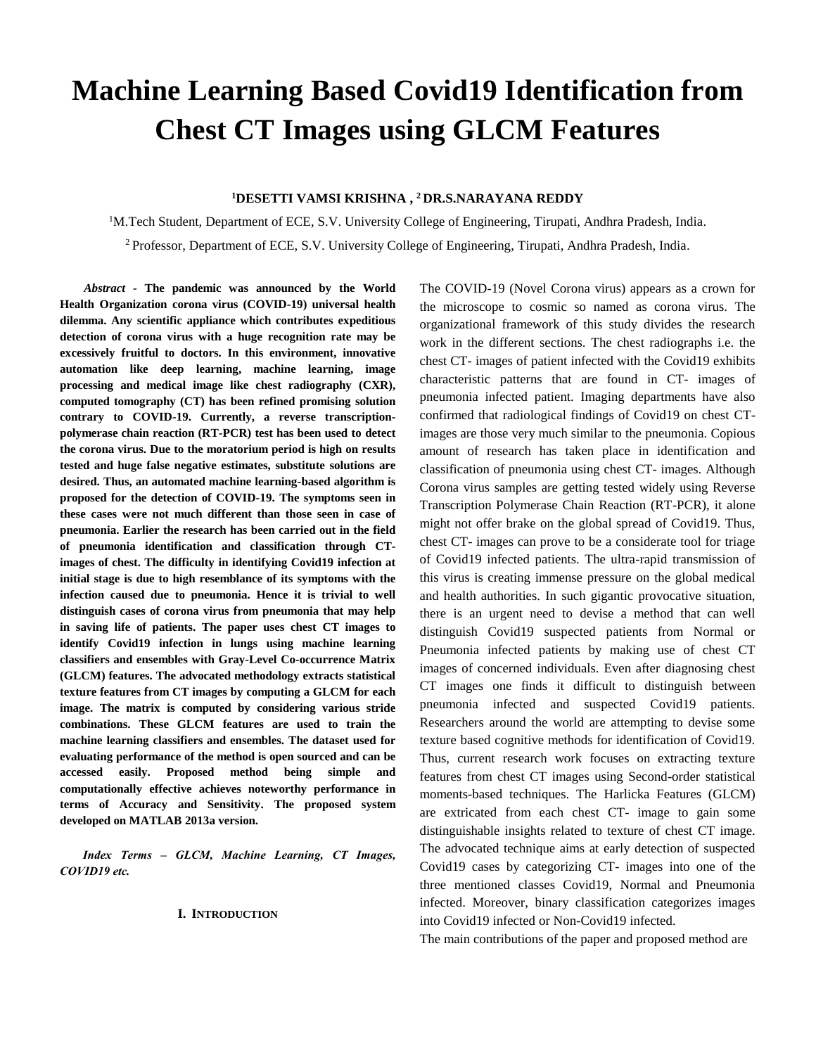# Machine Learning Based Covid19 Identification from Chest CT Images using GLCM Features

**[1]DESETTI VAMSI KRISHNA , [2] DR.S.NARAYANA REDDY**

[1]M.Tech Student, Department of ECE, S.V. University College of Engineering, Tirupati, Andhra Pradesh, India.

[2] Professor, Department of ECE, S.V. University College of Engineering, Tirupati, Andhra Pradesh, India.

***Abstract*** **- The pandemic was announced by the World Health Organization corona virus (COVID-19) universal health dilemma. Any scientific appliance which contributes expeditious detection of corona virus with a huge recognition rate may be excessively fruitful to doctors. In this environment, innovative automation like deep learning, machine learning, image processing and medical image like chest radiography (CXR), computed tomography (CT) has been refined promising solution contrary to COVID-19. Currently, a reverse transcription-polymerase chain reaction (RT-PCR) test has been used to detect the corona virus. Due to the moratorium period is high on results tested and huge false negative estimates, substitute solutions are desired. Thus, an automated machine learning-based algorithm is proposed for the detection of COVID-19. The symptoms seen in these cases were not much different than those seen in case of pneumonia. Earlier the research has been carried out in the field of pneumonia identification and classification through CT-images of chest. The difficulty in identifying Covid19 infection at initial stage is due to high resemblance of its symptoms with the infection caused due to pneumonia. Hence it is trivial to well distinguish cases of corona virus from pneumonia that may help in saving life of patients. The paper uses chest CT images to identify Covid19 infection in lungs using machine learning classifiers and ensembles with Gray-Level Co-occurrence Matrix (GLCM) features. The advocated methodology extracts statistical texture features from CT images by computing a GLCM for each image. The matrix is computed by considering various stride combinations. These GLCM features are used to train the machine learning classifiers and ensembles. The dataset used for evaluating performance of the method is open sourced and can be accessed easily. Proposed method being simple and computationally effective achieves noteworthy performance in terms of Accuracy and Sensitivity. The proposed system developed on MATLAB 2013a version.**

***Index Terms – GLCM, Machine Learning, CT Images, COVID19 etc.***

## I. Introduction

The COVID-19 (Novel Corona virus) appears as a crown for the microscope to cosmic so named as corona virus. The organizational framework of this study divides the research work in the different sections. The chest radiographs i.e. the chest CT- images of patient infected with the Covid19 exhibits characteristic patterns that are found in CT- images of pneumonia infected patient. Imaging departments have also confirmed that radiological findings of Covid19 on chest CT-images are those very much similar to the pneumonia. Copious amount of research has taken place in identification and classification of pneumonia using chest CT- images. Although Corona virus samples are getting tested widely using Reverse Transcription Polymerase Chain Reaction (RT-PCR), it alone might not offer brake on the global spread of Covid19. Thus, chest CT- images can prove to be a considerate tool for triage of Covid19 infected patients. The ultra-rapid transmission of this virus is creating immense pressure on the global medical and health authorities. In such gigantic provocative situation, there is an urgent need to devise a method that can well distinguish Covid19 suspected patients from Normal or Pneumonia infected patients by making use of chest CT images of concerned individuals. Even after diagnosing chest CT images one finds it difficult to distinguish between pneumonia infected and suspected Covid19 patients. Researchers around the world are attempting to devise some texture based cognitive methods for identification of Covid19. Thus, current research work focuses on extracting texture features from chest CT images using Second-order statistical moments-based techniques. The Harlicka Features (GLCM) are extricated from each chest CT- image to gain some distinguishable insights related to texture of chest CT image. The advocated technique aims at early detection of suspected Covid19 cases by categorizing CT- images into one of the three mentioned classes Covid19, Normal and Pneumonia infected. Moreover, binary classification categorizes images into Covid19 infected or Non-Covid19 infected.

The main contributions of the paper and proposed method are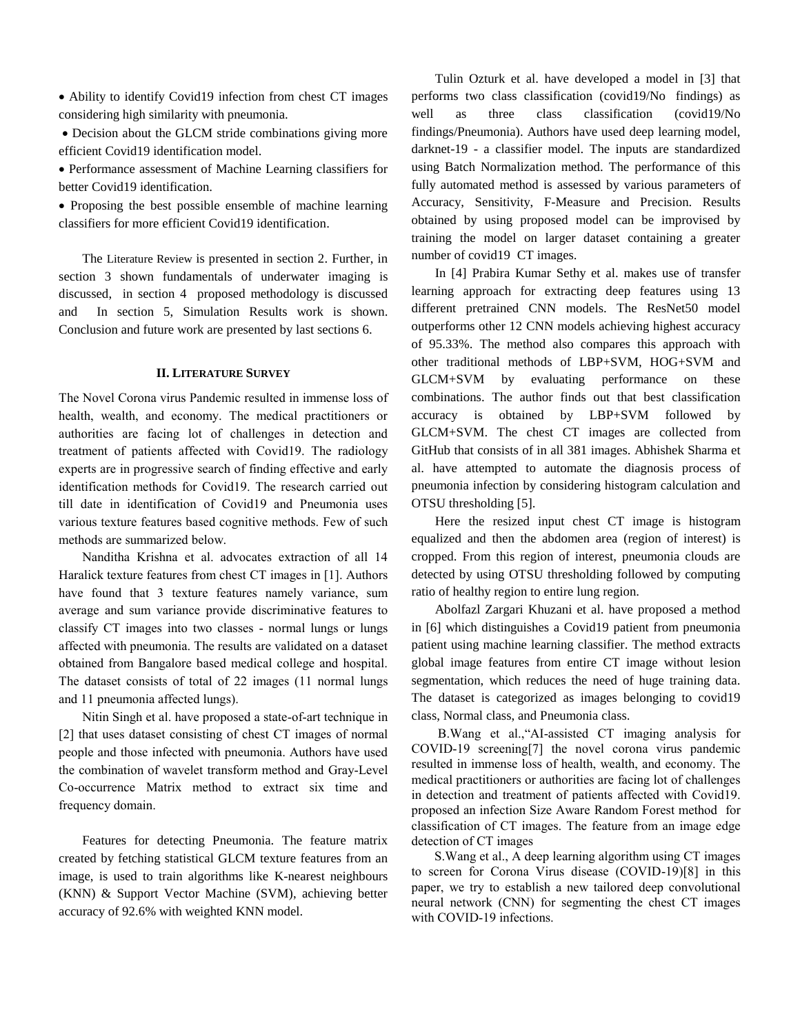- Ability to identify Covid19 infection from chest CT images considering high similarity with pneumonia.
- Decision about the GLCM stride combinations giving more efficient Covid19 identification model.
- Performance assessment of Machine Learning classifiers for better Covid19 identification.
- Proposing the best possible ensemble of machine learning classifiers for more efficient Covid19 identification.

The Literature Review is presented in section 2. Further, in section 3 shown fundamentals of underwater imaging is discussed, in section 4 proposed methodology is discussed and In section 5, Simulation Results work is shown. Conclusion and future work are presented by last sections 6.

## II. Literature Survey

The Novel Corona virus Pandemic resulted in immense loss of health, wealth, and economy. The medical practitioners or authorities are facing lot of challenges in detection and treatment of patients affected with Covid19. The radiology experts are in progressive search of finding effective and early identification methods for Covid19. The research carried out till date in identification of Covid19 and Pneumonia uses various texture features based cognitive methods. Few of such methods are summarized below.

Nanditha Krishna et al. advocates extraction of all 14 Haralick texture features from chest CT images in [1]. Authors have found that 3 texture features namely variance, sum average and sum variance provide discriminative features to classify CT images into two classes - normal lungs or lungs affected with pneumonia. The results are validated on a dataset obtained from Bangalore based medical college and hospital. The dataset consists of total of 22 images (11 normal lungs and 11 pneumonia affected lungs).

Nitin Singh et al. have proposed a state-of-art technique in [2] that uses dataset consisting of chest CT images of normal people and those infected with pneumonia. Authors have used the combination of wavelet transform method and Gray-Level Co-occurrence Matrix method to extract six time and frequency domain.

Features for detecting Pneumonia. The feature matrix created by fetching statistical GLCM texture features from an image, is used to train algorithms like K-nearest neighbours (KNN) & Support Vector Machine (SVM), achieving better accuracy of 92.6% with weighted KNN model.

Tulin Ozturk et al. have developed a model in [3] that performs two class classification (covid19/No findings) as well as three class classification (covid19/No findings/Pneumonia). Authors have used deep learning model, darknet-19 - a classifier model. The inputs are standardized using Batch Normalization method. The performance of this fully automated method is assessed by various parameters of Accuracy, Sensitivity, F-Measure and Precision. Results obtained by using proposed model can be improvised by training the model on larger dataset containing a greater number of covid19 CT images.

In [4] Prabira Kumar Sethy et al. makes use of transfer learning approach for extracting deep features using 13 different pretrained CNN models. The ResNet50 model outperforms other 12 CNN models achieving highest accuracy of 95.33%. The method also compares this approach with other traditional methods of LBP+SVM, HOG+SVM and GLCM+SVM by evaluating performance on these combinations. The author finds out that best classification accuracy is obtained by LBP+SVM followed by GLCM+SVM. The chest CT images are collected from GitHub that consists of in all 381 images. Abhishek Sharma et al. have attempted to automate the diagnosis process of pneumonia infection by considering histogram calculation and OTSU thresholding [5].

Here the resized input chest CT image is histogram equalized and then the abdomen area (region of interest) is cropped. From this region of interest, pneumonia clouds are detected by using OTSU thresholding followed by computing ratio of healthy region to entire lung region.

Abolfazl Zargari Khuzani et al. have proposed a method in [6] which distinguishes a Covid19 patient from pneumonia patient using machine learning classifier. The method extracts global image features from entire CT image without lesion segmentation, which reduces the need of huge training data. The dataset is categorized as images belonging to covid19 class, Normal class, and Pneumonia class.

B.Wang et al.,"AI-assisted CT imaging analysis for COVID-19 screening[7] the novel corona virus pandemic resulted in immense loss of health, wealth, and economy. The medical practitioners or authorities are facing lot of challenges in detection and treatment of patients affected with Covid19. proposed an infection Size Aware Random Forest method for classification of CT images. The feature from an image edge detection of CT images

S.Wang et al., A deep learning algorithm using CT images to screen for Corona Virus disease (COVID-19)[8] in this paper, we try to establish a new tailored deep convolutional neural network (CNN) for segmenting the chest CT images with COVID-19 infections.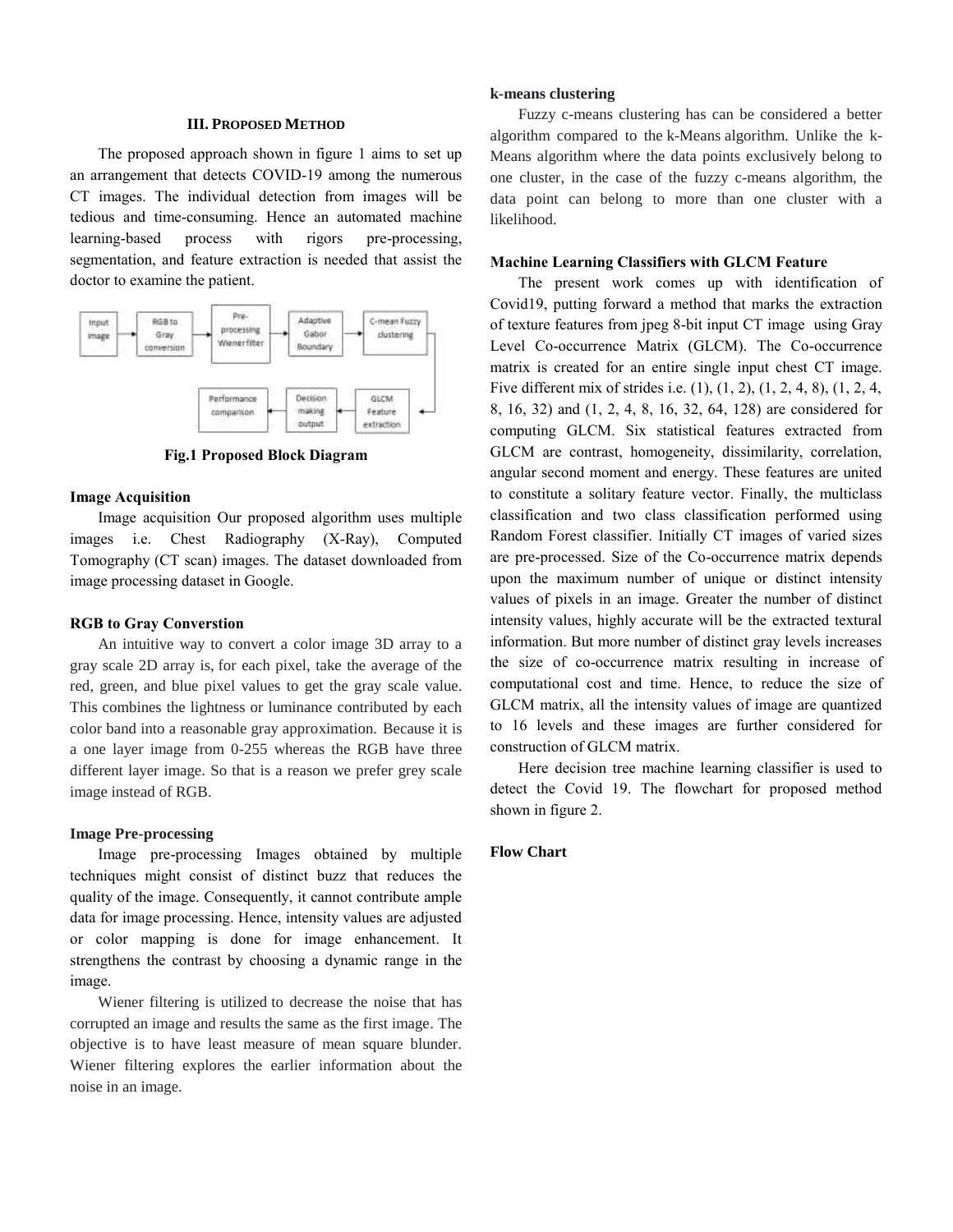### III. Proposed Method

The proposed approach shown in figure 1 aims to set up an arrangement that detects COVID-19 among the numerous CT images. The individual detection from images will be tedious and time-consuming. Hence an automated machine learning-based process with rigors pre-processing, segmentation, and feature extraction is needed that assist the doctor to examine the patient.

Input image → RGB to Gray conversion → Pre-processing Wienerfilter → Adaptive Gabor Boundary → C-mean Fuzzy clustering → GLCM Feature extraction → Decision making output → Performance comparison

**Fig.1 Proposed Block Diagram**

**Image Acquisition**

Image acquisition Our proposed algorithm uses multiple images i.e. Chest Radiography (X-Ray), Computed Tomography (CT scan) images. The dataset downloaded from image processing dataset in Google.

**RGB to Gray Converstion**

An intuitive way to convert a color image 3D array to a gray scale 2D array is, for each pixel, take the average of the red, green, and blue pixel values to get the gray scale value. This combines the lightness or luminance contributed by each color band into a reasonable gray approximation. Because it is a one layer image from 0-255 whereas the RGB have three different layer image. So that is a reason we prefer grey scale image instead of RGB.

**Image Pre-processing**

Image pre-processing Images obtained by multiple techniques might consist of distinct buzz that reduces the quality of the image. Consequently, it cannot contribute ample data for image processing. Hence, intensity values are adjusted or color mapping is done for image enhancement. It strengthens the contrast by choosing a dynamic range in the image.

Wiener filtering is utilized to decrease the noise that has corrupted an image and results the same as the first image. The objective is to have least measure of mean square blunder. Wiener filtering explores the earlier information about the noise in an image.

**k-means clustering**

Fuzzy c-means clustering has can be considered a better algorithm compared to the k-Means algorithm. Unlike the k-Means algorithm where the data points exclusively belong to one cluster, in the case of the fuzzy c-means algorithm, the data point can belong to more than one cluster with a likelihood.

**Machine Learning Classifiers with GLCM Feature**

The present work comes up with identification of Covid19, putting forward a method that marks the extraction of texture features from jpeg 8-bit input CT image using Gray Level Co-occurrence Matrix (GLCM). The Co-occurrence matrix is created for an entire single input chest CT image. Five different mix of strides i.e. (1), (1, 2), (1, 2, 4, 8), (1, 2, 4, 8, 16, 32) and (1, 2, 4, 8, 16, 32, 64, 128) are considered for computing GLCM. Six statistical features extracted from GLCM are contrast, homogeneity, dissimilarity, correlation, angular second moment and energy. These features are united to constitute a solitary feature vector. Finally, the multiclass classification and two class classification performed using Random Forest classifier. Initially CT images of varied sizes are pre-processed. Size of the Co-occurrence matrix depends upon the maximum number of unique or distinct intensity values of pixels in an image. Greater the number of distinct intensity values, highly accurate will be the extracted textural information. But more number of distinct gray levels increases the size of co-occurrence matrix resulting in increase of computational cost and time. Hence, to reduce the size of GLCM matrix, all the intensity values of image are quantized to 16 levels and these images are further considered for construction of GLCM matrix.

Here decision tree machine learning classifier is used to detect the Covid 19. The flowchart for proposed method shown in figure 2.

**Flow Chart**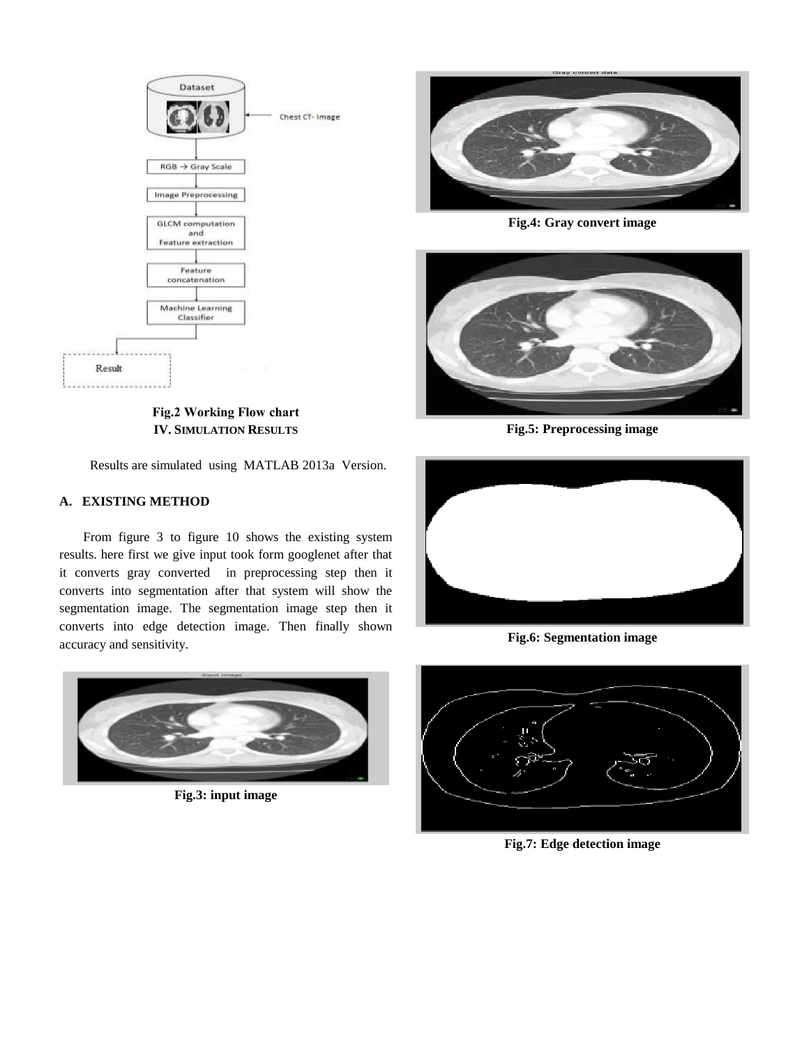Fig.2 Working Flow chart

## IV. Simulation Results

Results are simulated using MATLAB 2013a Version.

### A. EXISTING METHOD

From figure 3 to figure 10 shows the existing system results. here first we give input took form googlenet after that it converts gray converted in preprocessing step then it converts into segmentation after that system will show the segmentation image. The segmentation image step then it converts into edge detection image. Then finally shown accuracy and sensitivity.

**Fig.3: input image**

**Fig.4: Gray convert image**

**Fig.5: Preprocessing image**

**Fig.6: Segmentation image**

**Fig.7: Edge detection image**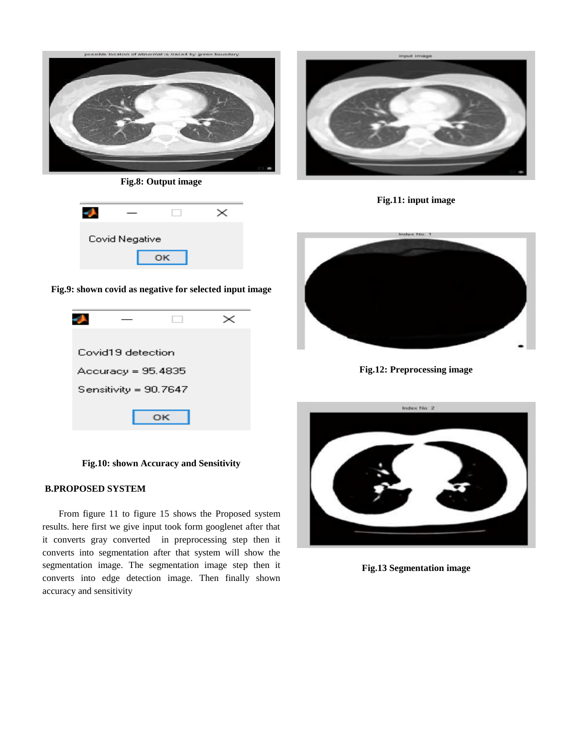Fig.8: Output image

Covid Negative

OK

Fig.9: shown covid as negative for selected input image

Covid19 detection

Accuracy = 95.4835

Sensitivity = 90.7647

OK

Fig.10: shown Accuracy and Sensitivity

### B.PROPOSED SYSTEM

From figure 11 to figure 15 shows the Proposed system results. here first we give input took form googlenet after that it converts gray converted in preprocessing step then it converts into segmentation after that system will show the segmentation image. The segmentation image step then it converts into edge detection image. Then finally shown accuracy and sensitivity

Fig.11: input image

Fig.12: Preprocessing image

Fig.13 Segmentation image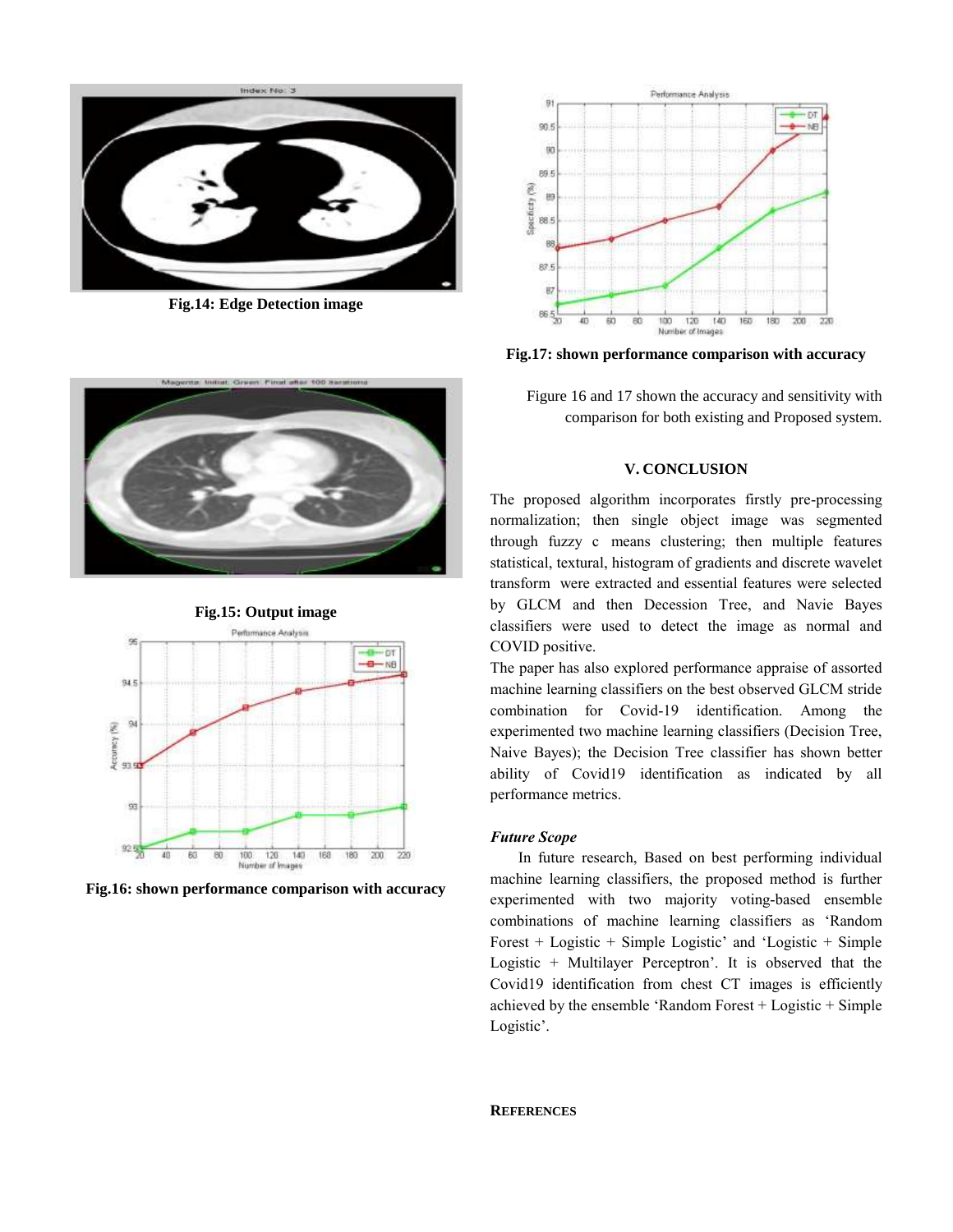Fig.14: Edge Detection image

Fig.15: Output image

Fig.16: shown performance comparison with accuracy

Fig.17: shown performance comparison with accuracy

Figure 16 and 17 shown the accuracy and sensitivity with comparison for both existing and Proposed system.

## V. CONCLUSION

The proposed algorithm incorporates firstly pre-processing normalization; then single object image was segmented through fuzzy c means clustering; then multiple features statistical, textural, histogram of gradients and discrete wavelet transform were extracted and essential features were selected by GLCM and then Decession Tree, and Navie Bayes classifiers were used to detect the image as normal and COVID positive.

The paper has also explored performance appraise of assorted machine learning classifiers on the best observed GLCM stride combination for Covid-19 identification. Among the experimented two machine learning classifiers (Decision Tree, Naive Bayes); the Decision Tree classifier has shown better ability of Covid19 identification as indicated by all performance metrics.

### *Future Scope*

In future research, Based on best performing individual machine learning classifiers, the proposed method is further experimented with two majority voting-based ensemble combinations of machine learning classifiers as 'Random Forest + Logistic + Simple Logistic' and 'Logistic + Simple Logistic + Multilayer Perceptron'. It is observed that the Covid19 identification from chest CT images is efficiently achieved by the ensemble 'Random Forest + Logistic + Simple Logistic'.

## REFERENCES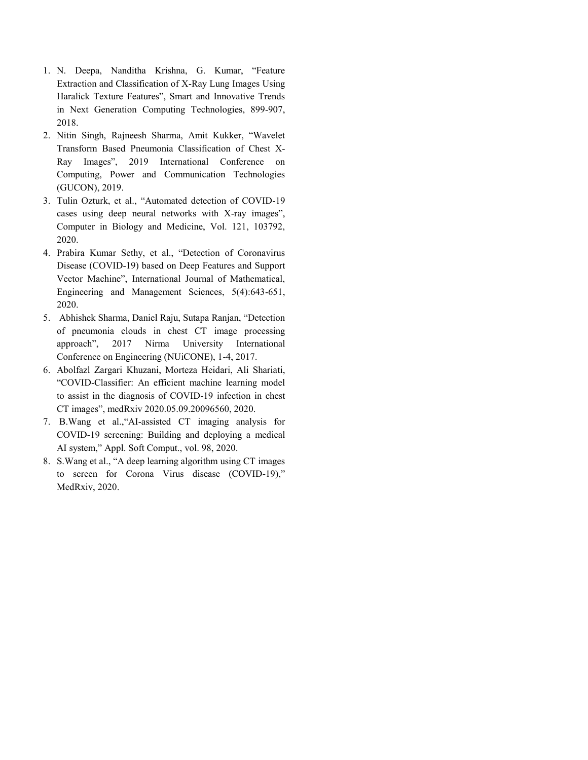1. N. Deepa, Nanditha Krishna, G. Kumar, "Feature Extraction and Classification of X-Ray Lung Images Using Haralick Texture Features", Smart and Innovative Trends in Next Generation Computing Technologies, 899-907, 2018.
2. Nitin Singh, Rajneesh Sharma, Amit Kukker, "Wavelet Transform Based Pneumonia Classification of Chest X-Ray Images", 2019 International Conference on Computing, Power and Communication Technologies (GUCON), 2019.
3. Tulin Ozturk, et al., "Automated detection of COVID-19 cases using deep neural networks with X-ray images", Computer in Biology and Medicine, Vol. 121, 103792, 2020.
4. Prabira Kumar Sethy, et al., "Detection of Coronavirus Disease (COVID-19) based on Deep Features and Support Vector Machine", International Journal of Mathematical, Engineering and Management Sciences, 5(4):643-651, 2020.
5. Abhishek Sharma, Daniel Raju, Sutapa Ranjan, "Detection of pneumonia clouds in chest CT image processing approach", 2017 Nirma University International Conference on Engineering (NUiCONE), 1-4, 2017.
6. Abolfazl Zargari Khuzani, Morteza Heidari, Ali Shariati, "COVID-Classifier: An efficient machine learning model to assist in the diagnosis of COVID-19 infection in chest CT images", medRxiv 2020.05.09.20096560, 2020.
7. B.Wang et al.,"AI-assisted CT imaging analysis for COVID-19 screening: Building and deploying a medical AI system," Appl. Soft Comput., vol. 98, 2020.
8. S.Wang et al., "A deep learning algorithm using CT images to screen for Corona Virus disease (COVID-19)," MedRxiv, 2020.